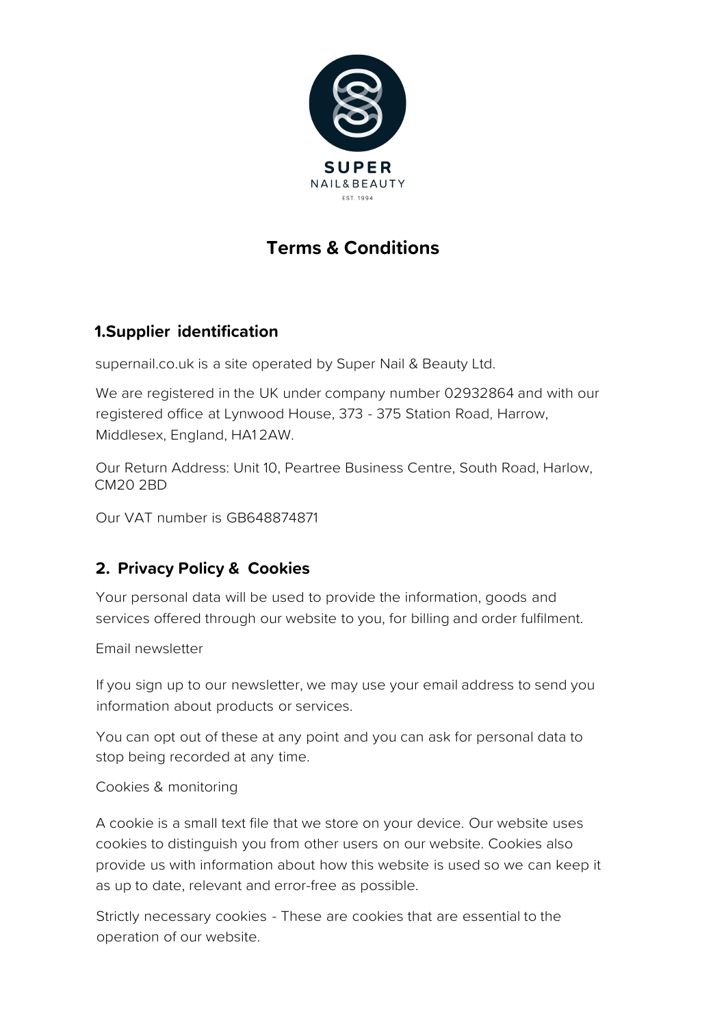SUPER
NAIL&BEAUTY
EST. 1994

# Terms & Conditions

## 1.Supplier identification

supernail.co.uk is a site operated by Super Nail & Beauty Ltd.

We are registered in the UK under company number 02932864 and with our registered office at Lynwood House, 373 - 375 Station Road, Harrow, Middlesex, England, HA1 2AW.

Our Return Address: Unit 10, Peartree Business Centre, South Road, Harlow, CM20 2BD

Our VAT number is GB648874871

## 2. Privacy Policy & Cookies

Your personal data will be used to provide the information, goods and services offered through our website to you, for billing and order fulfilment.

Email newsletter

If you sign up to our newsletter, we may use your email address to send you information about products or services.

You can opt out of these at any point and you can ask for personal data to stop being recorded at any time.

Cookies & monitoring

A cookie is a small text file that we store on your device. Our website uses cookies to distinguish you from other users on our website. Cookies also provide us with information about how this website is used so we can keep it as up to date, relevant and error-free as possible.

Strictly necessary cookies - These are cookies that are essential to the operation of our website.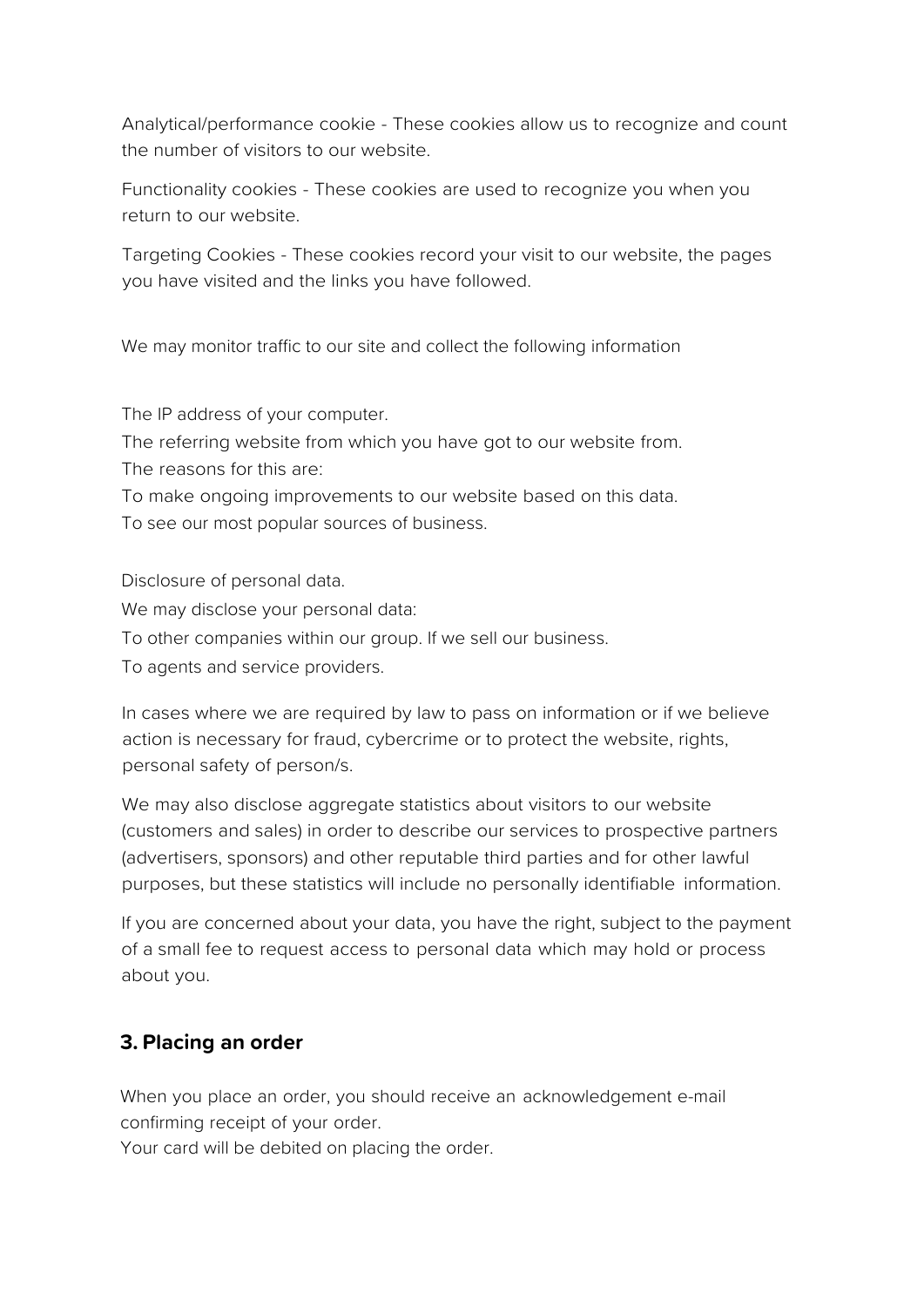Analytical/performance cookie - These cookies allow us to recognize and count the number of visitors to our website.

Functionality cookies - These cookies are used to recognize you when you return to our website.

Targeting Cookies - These cookies record your visit to our website, the pages you have visited and the links you have followed.

We may monitor traffic to our site and collect the following information

The IP address of your computer.
The referring website from which you have got to our website from.
The reasons for this are:
To make ongoing improvements to our website based on this data.
To see our most popular sources of business.

Disclosure of personal data.
We may disclose your personal data:
To other companies within our group. If we sell our business.
To agents and service providers.

In cases where we are required by law to pass on information or if we believe action is necessary for fraud, cybercrime or to protect the website, rights, personal safety of person/s.

We may also disclose aggregate statistics about visitors to our website (customers and sales) in order to describe our services to prospective partners (advertisers, sponsors) and other reputable third parties and for other lawful purposes, but these statistics will include no personally identifiable information.

If you are concerned about your data, you have the right, subject to the payment of a small fee to request access to personal data which may hold or process about you.

## 3. Placing an order

When you place an order, you should receive an acknowledgement e-mail confirming receipt of your order.
Your card will be debited on placing the order.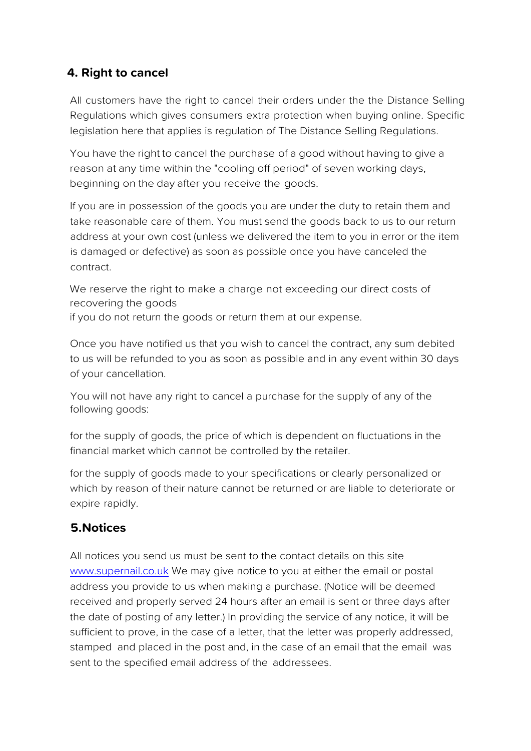## 4. Right to cancel

All customers have the right to cancel their orders under the the Distance Selling Regulations which gives consumers extra protection when buying online. Specific legislation here that applies is regulation of The Distance Selling Regulations.

You have the right to cancel the purchase of a good without having to give a reason at any time within the "cooling off period" of seven working days, beginning on the day after you receive the goods.

If you are in possession of the goods you are under the duty to retain them and take reasonable care of them. You must send the goods back to us to our return address at your own cost (unless we delivered the item to you in error or the item is damaged or defective) as soon as possible once you have canceled the contract.

We reserve the right to make a charge not exceeding our direct costs of recovering the goods
if you do not return the goods or return them at our expense.

Once you have notified us that you wish to cancel the contract, any sum debited to us will be refunded to you as soon as possible and in any event within 30 days of your cancellation.

You will not have any right to cancel a purchase for the supply of any of the following goods:

for the supply of goods, the price of which is dependent on fluctuations in the financial market which cannot be controlled by the retailer.

for the supply of goods made to your specifications or clearly personalized or which by reason of their nature cannot be returned or are liable to deteriorate or expire rapidly.

## 5.Notices

All notices you send us must be sent to the contact details on this site www.supernail.co.uk We may give notice to you at either the email or postal address you provide to us when making a purchase. (Notice will be deemed received and properly served 24 hours after an email is sent or three days after the date of posting of any letter.) In providing the service of any notice, it will be sufficient to prove, in the case of a letter, that the letter was properly addressed, stamped and placed in the post and, in the case of an email that the email was sent to the specified email address of the addressees.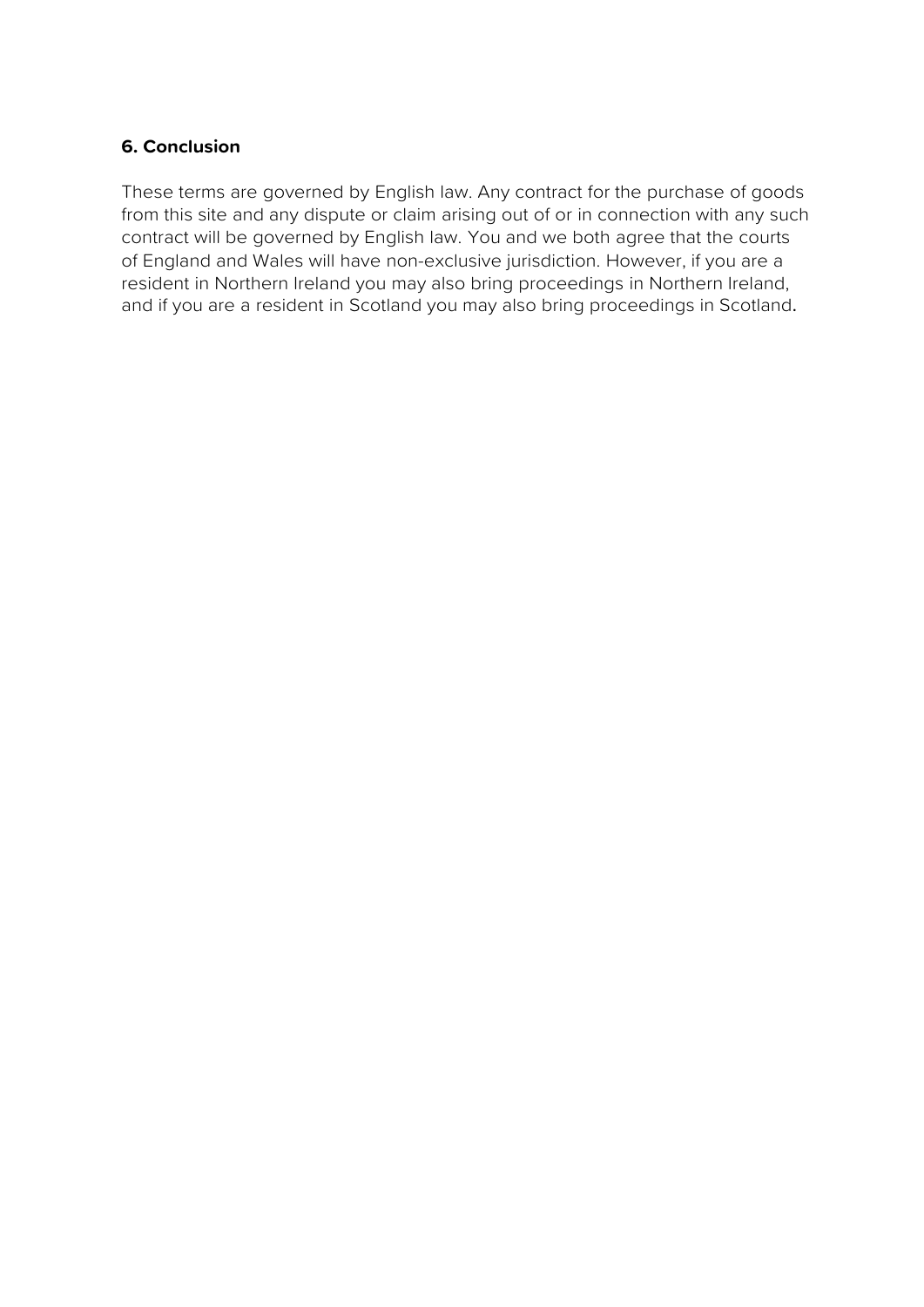**6. Conclusion**

These terms are governed by English law. Any contract for the purchase of goods from this site and any dispute or claim arising out of or in connection with any such contract will be governed by English law. You and we both agree that the courts of England and Wales will have non-exclusive jurisdiction. However, if you are a resident in Northern Ireland you may also bring proceedings in Northern Ireland, and if you are a resident in Scotland you may also bring proceedings in Scotland.